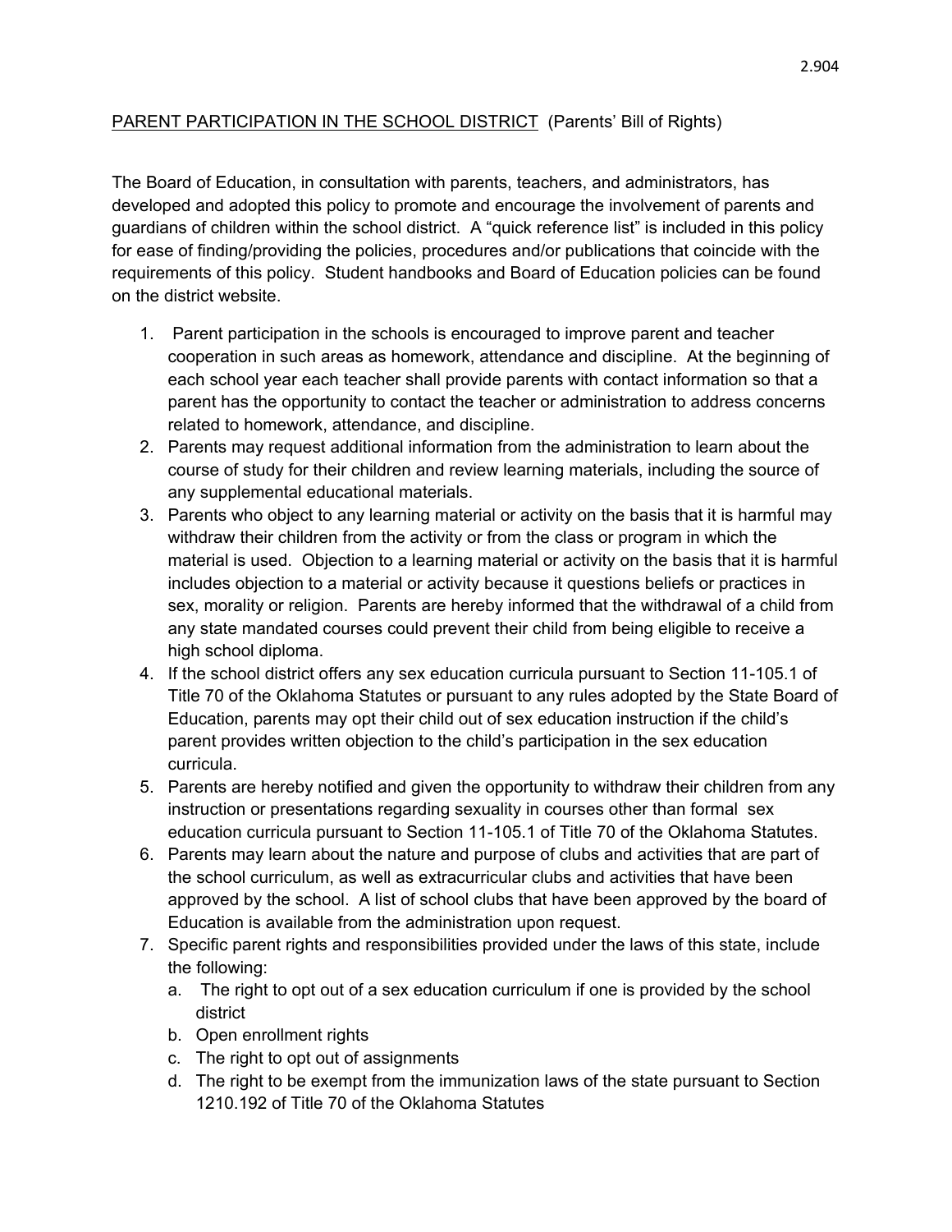## PARENT PARTICIPATION IN THE SCHOOL DISTRICT (Parents' Bill of Rights)

The Board of Education, in consultation with parents, teachers, and administrators, has developed and adopted this policy to promote and encourage the involvement of parents and guardians of children within the school district. A "quick reference list" is included in this policy for ease of finding/providing the policies, procedures and/or publications that coincide with the requirements of this policy. Student handbooks and Board of Education policies can be found on the district website.

1. Parent participation in the schools is encouraged to improve parent and teacher cooperation in such areas as homework, attendance and discipline. At the beginning of each school year each teacher shall provide parents with contact information so that a parent has the opportunity to contact the teacher or administration to address concerns related to homework, attendance, and discipline.
2. Parents may request additional information from the administration to learn about the course of study for their children and review learning materials, including the source of any supplemental educational materials.
3. Parents who object to any learning material or activity on the basis that it is harmful may withdraw their children from the activity or from the class or program in which the material is used. Objection to a learning material or activity on the basis that it is harmful includes objection to a material or activity because it questions beliefs or practices in sex, morality or religion. Parents are hereby informed that the withdrawal of a child from any state mandated courses could prevent their child from being eligible to receive a high school diploma.
4. If the school district offers any sex education curricula pursuant to Section 11-105.1 of Title 70 of the Oklahoma Statutes or pursuant to any rules adopted by the State Board of Education, parents may opt their child out of sex education instruction if the child's parent provides written objection to the child's participation in the sex education curricula.
5. Parents are hereby notified and given the opportunity to withdraw their children from any instruction or presentations regarding sexuality in courses other than formal sex education curricula pursuant to Section 11-105.1 of Title 70 of the Oklahoma Statutes.
6. Parents may learn about the nature and purpose of clubs and activities that are part of the school curriculum, as well as extracurricular clubs and activities that have been approved by the school. A list of school clubs that have been approved by the board of Education is available from the administration upon request.
7. Specific parent rights and responsibilities provided under the laws of this state, include the following:
   a. The right to opt out of a sex education curriculum if one is provided by the school district
   b. Open enrollment rights
   c. The right to opt out of assignments
   d. The right to be exempt from the immunization laws of the state pursuant to Section 1210.192 of Title 70 of the Oklahoma Statutes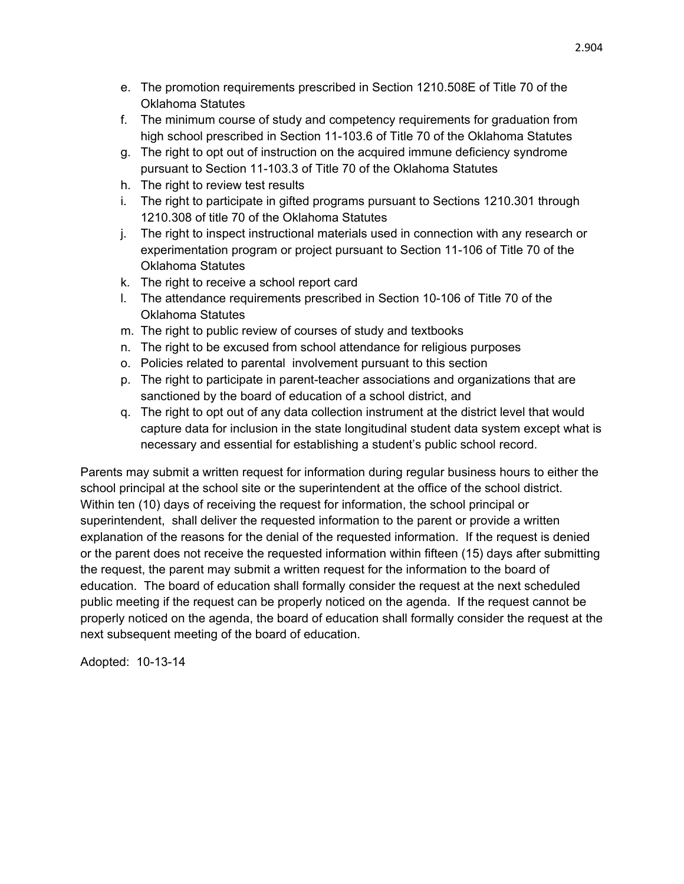e. The promotion requirements prescribed in Section 1210.508E of Title 70 of the Oklahoma Statutes
f. The minimum course of study and competency requirements for graduation from high school prescribed in Section 11-103.6 of Title 70 of the Oklahoma Statutes
g. The right to opt out of instruction on the acquired immune deficiency syndrome pursuant to Section 11-103.3 of Title 70 of the Oklahoma Statutes
h. The right to review test results
i. The right to participate in gifted programs pursuant to Sections 1210.301 through 1210.308 of title 70 of the Oklahoma Statutes
j. The right to inspect instructional materials used in connection with any research or experimentation program or project pursuant to Section 11-106 of Title 70 of the Oklahoma Statutes
k. The right to receive a school report card
l. The attendance requirements prescribed in Section 10-106 of Title 70 of the Oklahoma Statutes
m. The right to public review of courses of study and textbooks
n. The right to be excused from school attendance for religious purposes
o. Policies related to parental involvement pursuant to this section
p. The right to participate in parent-teacher associations and organizations that are sanctioned by the board of education of a school district, and
q. The right to opt out of any data collection instrument at the district level that would capture data for inclusion in the state longitudinal student data system except what is necessary and essential for establishing a student's public school record.

Parents may submit a written request for information during regular business hours to either the school principal at the school site or the superintendent at the office of the school district. Within ten (10) days of receiving the request for information, the school principal or superintendent, shall deliver the requested information to the parent or provide a written explanation of the reasons for the denial of the requested information. If the request is denied or the parent does not receive the requested information within fifteen (15) days after submitting the request, the parent may submit a written request for the information to the board of education. The board of education shall formally consider the request at the next scheduled public meeting if the request can be properly noticed on the agenda. If the request cannot be properly noticed on the agenda, the board of education shall formally consider the request at the next subsequent meeting of the board of education.

Adopted: 10-13-14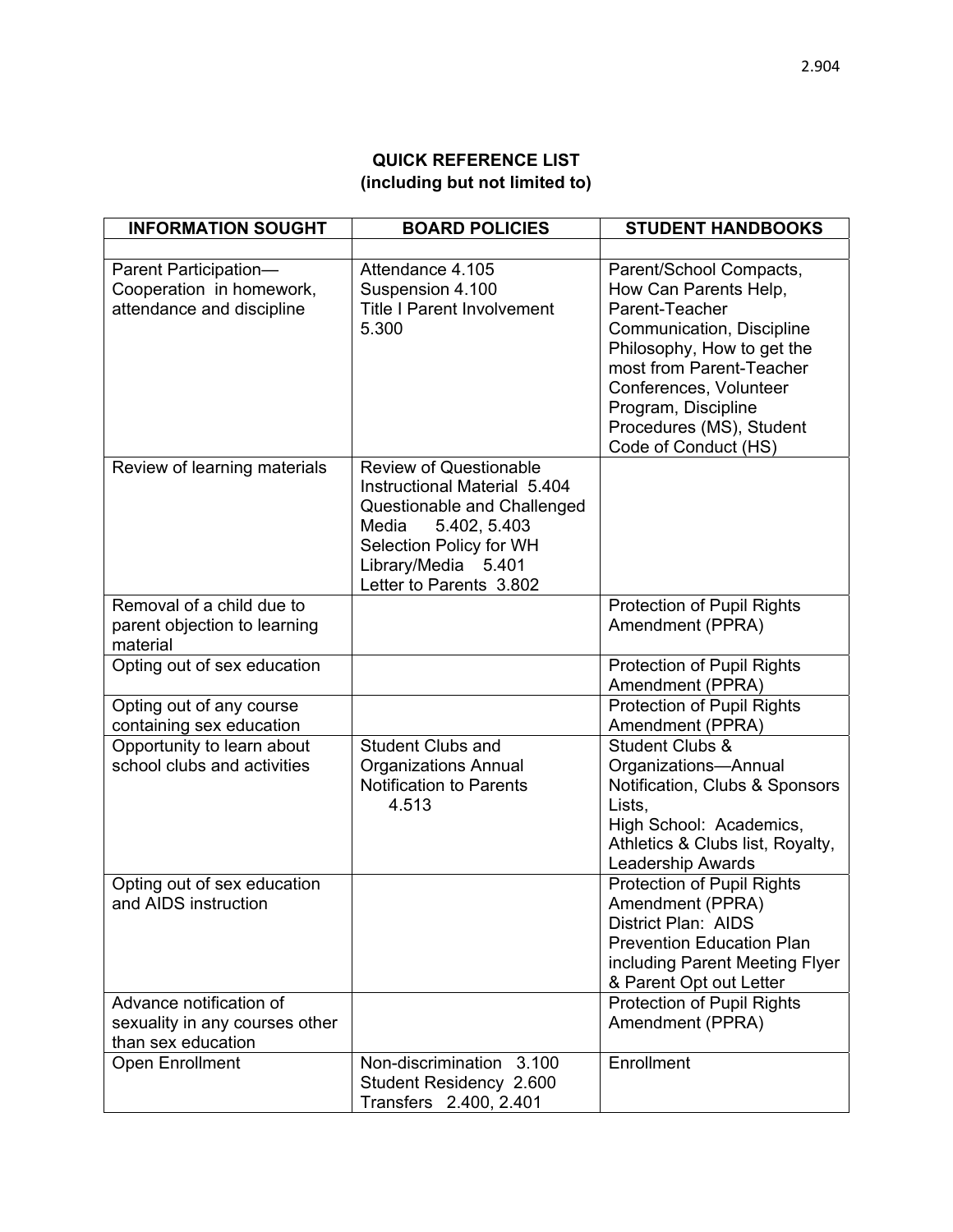**QUICK REFERENCE LIST**
**(including but not limited to)**

| INFORMATION SOUGHT | BOARD POLICIES | STUDENT HANDBOOKS |
|---|---|---|
| | | |
| Parent Participation—Cooperation in homework, attendance and discipline | Attendance 4.105<br>Suspension 4.100<br>Title I Parent Involvement 5.300 | Parent/School Compacts, How Can Parents Help, Parent-Teacher Communication, Discipline Philosophy, How to get the most from Parent-Teacher Conferences, Volunteer Program, Discipline Procedures (MS), Student Code of Conduct (HS) |
| Review of learning materials | Review of Questionable Instructional Material 5.404<br>Questionable and Challenged Media 5.402, 5.403<br>Selection Policy for WH Library/Media 5.401<br>Letter to Parents 3.802 | |
| Removal of a child due to parent objection to learning material | | Protection of Pupil Rights Amendment (PPRA) |
| Opting out of sex education | | Protection of Pupil Rights Amendment (PPRA) |
| Opting out of any course containing sex education | | Protection of Pupil Rights Amendment (PPRA) |
| Opportunity to learn about school clubs and activities | Student Clubs and Organizations Annual Notification to Parents 4.513 | Student Clubs & Organizations—Annual Notification, Clubs & Sponsors Lists,<br>High School: Academics, Athletics & Clubs list, Royalty, Leadership Awards |
| Opting out of sex education and AIDS instruction | | Protection of Pupil Rights Amendment (PPRA)<br>District Plan: AIDS Prevention Education Plan including Parent Meeting Flyer & Parent Opt out Letter |
| Advance notification of sexuality in any courses other than sex education | | Protection of Pupil Rights Amendment (PPRA) |
| Open Enrollment | Non-discrimination 3.100<br>Student Residency 2.600<br>Transfers 2.400, 2.401 | Enrollment |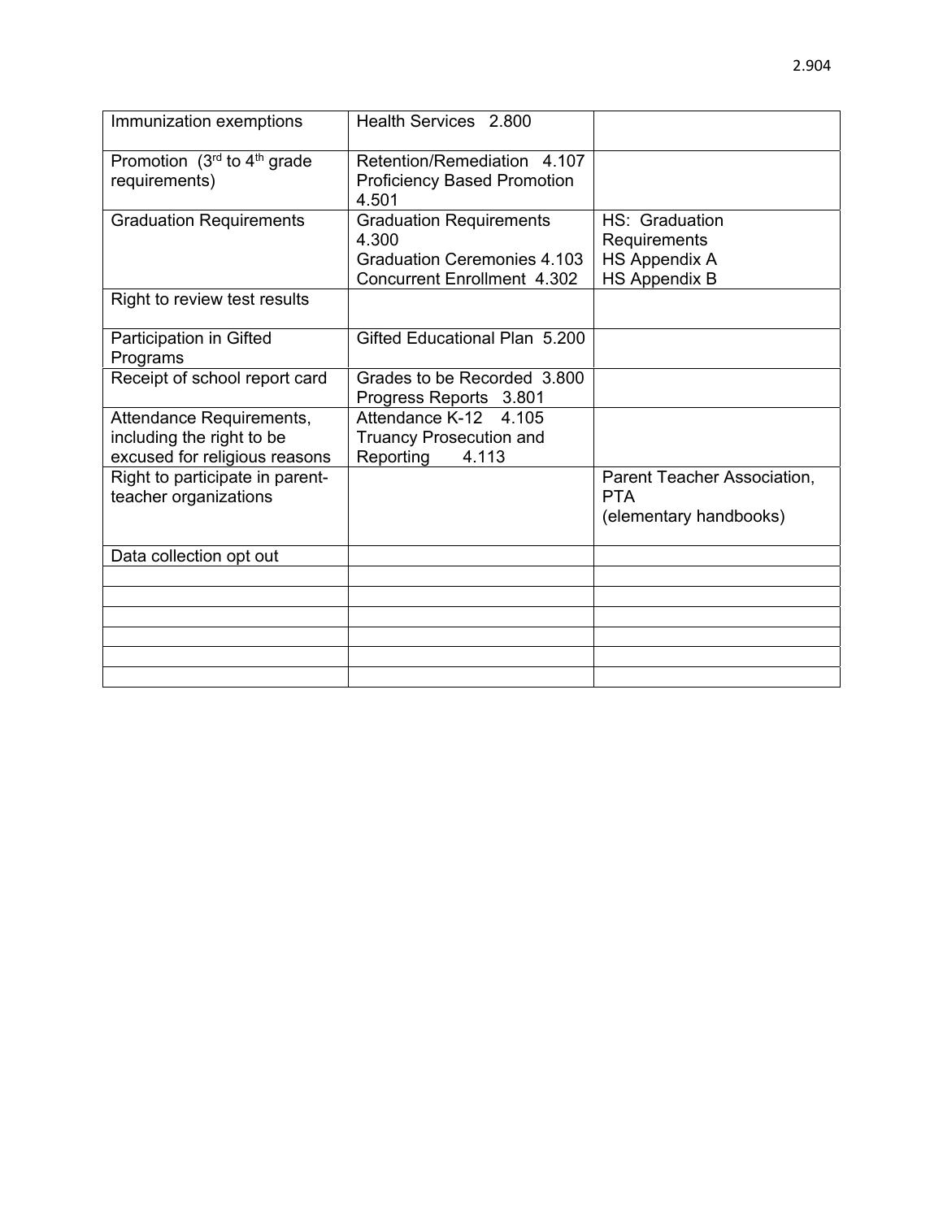| | | |
|---|---|---|
| Immunization exemptions | Health Services 2.800 | |
| Promotion (3rd to 4th grade requirements) | Retention/Remediation 4.107<br>Proficiency Based Promotion 4.501 | |
| Graduation Requirements | Graduation Requirements 4.300<br>Graduation Ceremonies 4.103<br>Concurrent Enrollment 4.302 | HS: Graduation Requirements<br>HS Appendix A<br>HS Appendix B |
| Right to review test results | | |
| Participation in Gifted Programs | Gifted Educational Plan 5.200 | |
| Receipt of school report card | Grades to be Recorded 3.800<br>Progress Reports 3.801 | |
| Attendance Requirements, including the right to be excused for religious reasons | Attendance K-12 4.105<br>Truancy Prosecution and Reporting 4.113 | |
| Right to participate in parent-teacher organizations | | Parent Teacher Association, PTA<br>(elementary handbooks) |
| Data collection opt out | | |
| | | |
| | | |
| | | |
| | | |
| | | |
| | | |